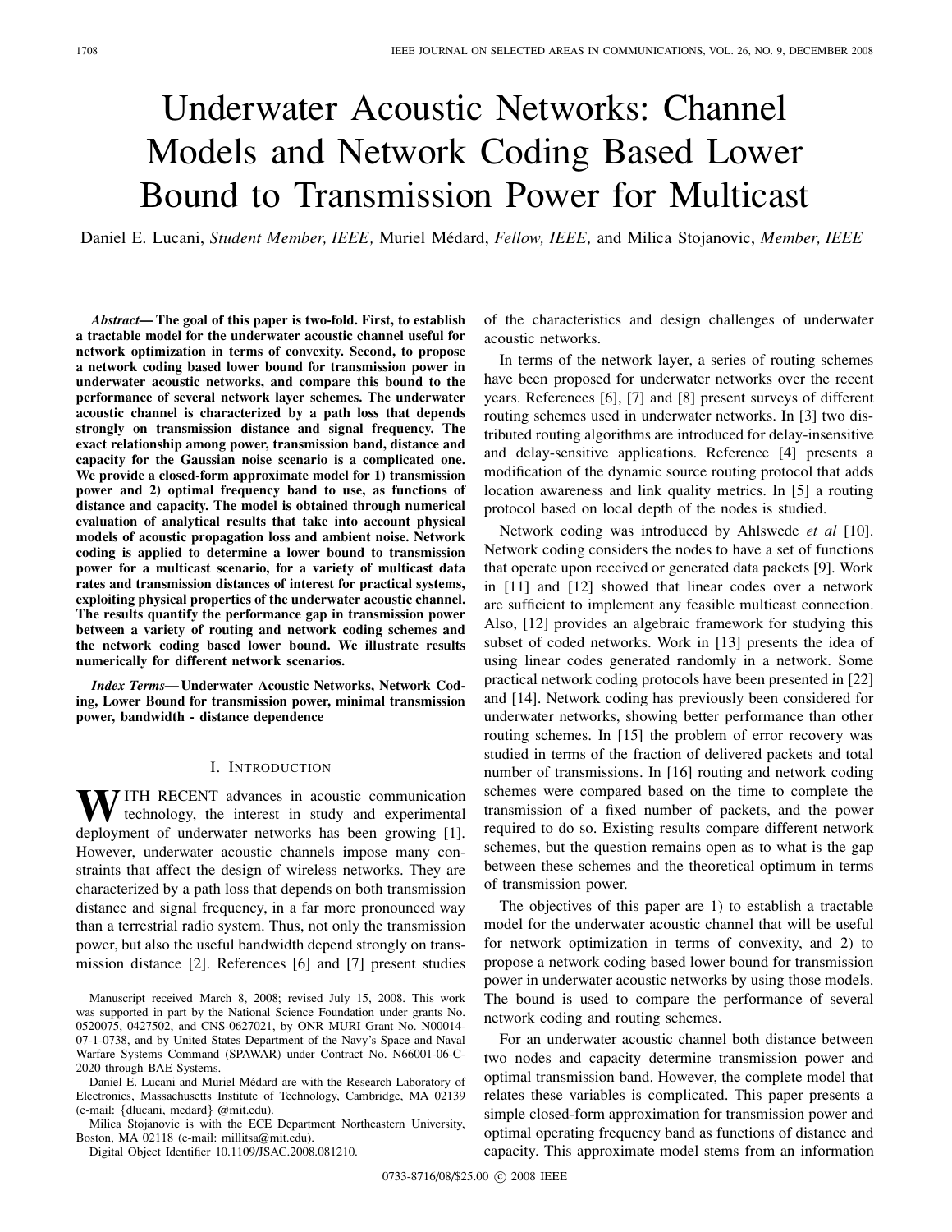# Underwater Acoustic Networks: Channel Models and Network Coding Based Lower Bound to Transmission Power for Multicast

Daniel E. Lucani, *Student Member, IEEE,* Muriel Médard, *Fellow, IEEE,* and Milica Stojanovic, *Member, IEEE*

***Abstract*— The goal of this paper is two-fold. First, to establish a tractable model for the underwater acoustic channel useful for network optimization in terms of convexity. Second, to propose a network coding based lower bound for transmission power in underwater acoustic networks, and compare this bound to the performance of several network layer schemes. The underwater acoustic channel is characterized by a path loss that depends strongly on transmission distance and signal frequency. The exact relationship among power, transmission band, distance and capacity for the Gaussian noise scenario is a complicated one. We provide a closed-form approximate model for 1) transmission power and 2) optimal frequency band to use, as functions of distance and capacity. The model is obtained through numerical evaluation of analytical results that take into account physical models of acoustic propagation loss and ambient noise. Network coding is applied to determine a lower bound to transmission power for a multicast scenario, for a variety of multicast data rates and transmission distances of interest for practical systems, exploiting physical properties of the underwater acoustic channel. The results quantify the performance gap in transmission power between a variety of routing and network coding schemes and the network coding based lower bound. We illustrate results numerically for different network scenarios.**

***Index Terms*— Underwater Acoustic Networks, Network Coding, Lower Bound for transmission power, minimal transmission power, bandwidth - distance dependence**

## I. Introduction

With recent advances in acoustic communication technology, the interest in study and experimental deployment of underwater networks has been growing [1]. However, underwater acoustic channels impose many constraints that affect the design of wireless networks. They are characterized by a path loss that depends on both transmission distance and signal frequency, in a far more pronounced way than a terrestrial radio system. Thus, not only the transmission power, but also the useful bandwidth depend strongly on transmission distance [2]. References [6] and [7] present studies of the characteristics and design challenges of underwater acoustic networks.

In terms of the network layer, a series of routing schemes have been proposed for underwater networks over the recent years. References [6], [7] and [8] present surveys of different routing schemes used in underwater networks. In [3] two distributed routing algorithms are introduced for delay-insensitive and delay-sensitive applications. Reference [4] presents a modification of the dynamic source routing protocol that adds location awareness and link quality metrics. In [5] a routing protocol based on local depth of the nodes is studied.

Network coding was introduced by Ahlswede *et al* [10]. Network coding considers the nodes to have a set of functions that operate upon received or generated data packets [9]. Work in [11] and [12] showed that linear codes over a network are sufficient to implement any feasible multicast connection. Also, [12] provides an algebraic framework for studying this subset of coded networks. Work in [13] presents the idea of using linear codes generated randomly in a network. Some practical network coding protocols have been presented in [22] and [14]. Network coding has previously been considered for underwater networks, showing better performance than other routing schemes. In [15] the problem of error recovery was studied in terms of the fraction of delivered packets and total number of transmissions. In [16] routing and network coding schemes were compared based on the time to complete the transmission of a fixed number of packets, and the power required to do so. Existing results compare different network schemes, but the question remains open as to what is the gap between these schemes and the theoretical optimum in terms of transmission power.

The objectives of this paper are 1) to establish a tractable model for the underwater acoustic channel that will be useful for network optimization in terms of convexity, and 2) to propose a network coding based lower bound for transmission power in underwater acoustic networks by using those models. The bound is used to compare the performance of several network coding and routing schemes.

For an underwater acoustic channel both distance between two nodes and capacity determine transmission power and optimal transmission band. However, the complete model that relates these variables is complicated. This paper presents a simple closed-form approximation for transmission power and optimal operating frequency band as functions of distance and capacity. This approximate model stems from an information

Manuscript received March 8, 2008; revised July 15, 2008. This work was supported in part by the National Science Foundation under grants No. 0520075, 0427502, and CNS-0627021, by ONR MURI Grant No. N00014-07-1-0738, and by United States Department of the Navy's Space and Naval Warfare Systems Command (SPAWAR) under Contract No. N66001-06-C-2020 through BAE Systems.

Daniel E. Lucani and Muriel Médard are with the Research Laboratory of Electronics, Massachusetts Institute of Technology, Cambridge, MA 02139 (e-mail: {dlucani, medard} @mit.edu).

Milica Stojanovic is with the ECE Department Northeastern University, Boston, MA 02118 (e-mail: millitsa@mit.edu).

Digital Object Identifier 10.1109/JSAC.2008.081210.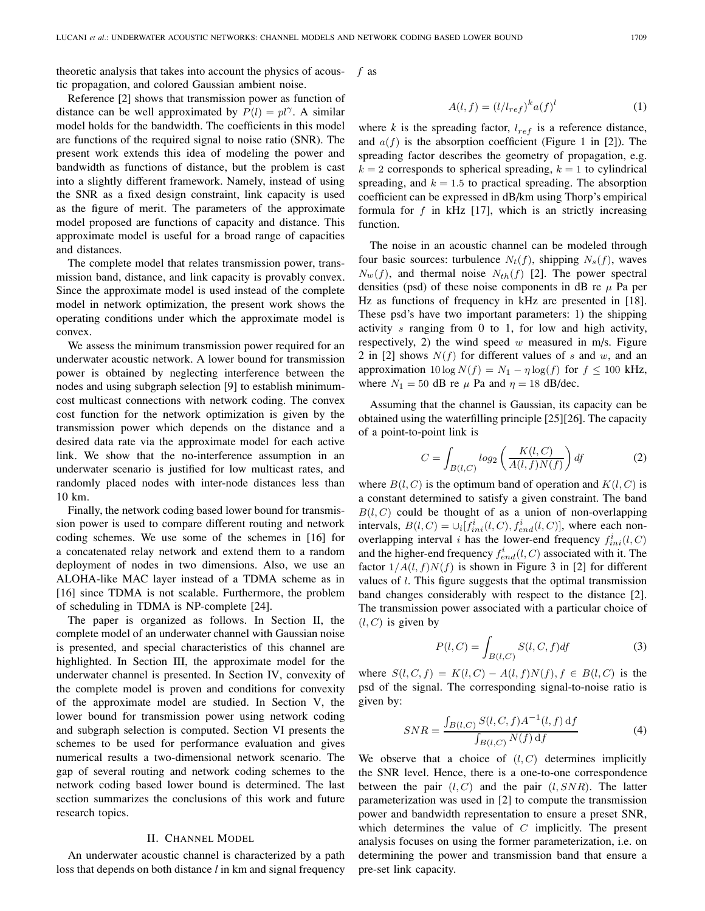theoretic analysis that takes into account the physics of acoustic propagation, and colored Gaussian ambient noise.

Reference [2] shows that transmission power as function of distance can be well approximated by $P(l) = pl^{\gamma}$. A similar model holds for the bandwidth. The coefficients in this model are functions of the required signal to noise ratio (SNR). The present work extends this idea of modeling the power and bandwidth as functions of distance, but the problem is cast into a slightly different framework. Namely, instead of using the SNR as a fixed design constraint, link capacity is used as the figure of merit. The parameters of the approximate model proposed are functions of capacity and distance. This approximate model is useful for a broad range of capacities and distances.

The complete model that relates transmission power, transmission band, distance, and link capacity is provably convex. Since the approximate model is used instead of the complete model in network optimization, the present work shows the operating conditions under which the approximate model is convex.

We assess the minimum transmission power required for an underwater acoustic network. A lower bound for transmission power is obtained by neglecting interference between the nodes and using subgraph selection [9] to establish minimum-cost multicast connections with network coding. The convex cost function for the network optimization is given by the transmission power which depends on the distance and a desired data rate via the approximate model for each active link. We show that the no-interference assumption in an underwater scenario is justified for low multicast rates, and randomly placed nodes with inter-node distances less than 10 km.

Finally, the network coding based lower bound for transmission power is used to compare different routing and network coding schemes. We use some of the schemes in [16] for a concatenated relay network and extend them to a random deployment of nodes in two dimensions. Also, we use an ALOHA-like MAC layer instead of a TDMA scheme as in [16] since TDMA is not scalable. Furthermore, the problem of scheduling in TDMA is NP-complete [24].

The paper is organized as follows. In Section II, the complete model of an underwater channel with Gaussian noise is presented, and special characteristics of this channel are highlighted. In Section III, the approximate model for the underwater channel is presented. In Section IV, convexity of the complete model is proven and conditions for convexity of the approximate model are studied. In Section V, the lower bound for transmission power using network coding and subgraph selection is computed. Section VI presents the schemes to be used for performance evaluation and gives numerical results a two-dimensional network scenario. The gap of several routing and network coding schemes to the network coding based lower bound is determined. The last section summarizes the conclusions of this work and future research topics.

## II. Channel Model

An underwater acoustic channel is characterized by a path loss that depends on both distance *l* in km and signal frequency $f$ as

$$A(l, f) = (l/l_{ref})^k a(f)^l \tag{1}$$

where $k$ is the spreading factor, $l_{ref}$ is a reference distance, and $a(f)$ is the absorption coefficient (Figure 1 in [2]). The spreading factor describes the geometry of propagation, e.g. $k = 2$ corresponds to spherical spreading, $k = 1$ to cylindrical spreading, and $k = 1.5$ to practical spreading. The absorption coefficient can be expressed in dB/km using Thorp's empirical formula for $f$ in kHz [17], which is an strictly increasing function.

The noise in an acoustic channel can be modeled through four basic sources: turbulence $N_t(f)$, shipping $N_s(f)$, waves $N_w(f)$, and thermal noise $N_{th}(f)$ [2]. The power spectral densities (psd) of these noise components in dB re $\mu$ Pa per Hz as functions of frequency in kHz are presented in [18]. These psd's have two important parameters: 1) the shipping activity $s$ ranging from 0 to 1, for low and high activity, respectively, 2) the wind speed $w$ measured in m/s. Figure 2 in [2] shows $N(f)$ for different values of $s$ and $w$, and an approximation $10 \log N(f) = N_1 - \eta \log(f)$ for $f \leq 100$ kHz, where $N_1 = 50$ dB re $\mu$ Pa and $\eta = 18$ dB/dec.

Assuming that the channel is Gaussian, its capacity can be obtained using the waterfilling principle [25][26]. The capacity of a point-to-point link is

$$C = \int_{B(l,C)} log_2 \left( \frac{K(l, C)}{A(l, f)N(f)} \right) df \tag{2}$$

where $B(l, C)$ is the optimum band of operation and $K(l, C)$ is a constant determined to satisfy a given constraint. The band $B(l, C)$ could be thought of as a union of non-overlapping intervals, $B(l, C) = \cup_i [f^i_{ini}(l, C), f^i_{end}(l, C)]$, where each non-overlapping interval $i$ has the lower-end frequency $f^i_{ini}(l, C)$ and the higher-end frequency $f^i_{end}(l, C)$ associated with it. The factor $1/A(l, f)N(f)$ is shown in Figure 3 in [2] for different values of $l$. This figure suggests that the optimal transmission band changes considerably with respect to the distance [2]. The transmission power associated with a particular choice of $(l, C)$ is given by

$$P(l, C) = \int_{B(l,C)} S(l, C, f) df \tag{3}$$

where $S(l, C, f) = K(l, C) - A(l, f)N(f), f \in B(l, C)$ is the psd of the signal. The corresponding signal-to-noise ratio is given by:

$$SNR = \frac{\int_{B(l,C)} S(l, C, f) A^{-1}(l, f) \, df}{\int_{B(l,C)} N(f) \, df} \tag{4}$$

We observe that a choice of $(l, C)$ determines implicitly the SNR level. Hence, there is a one-to-one correspondence between the pair $(l, C)$ and the pair $(l, SNR)$. The latter parameterization was used in [2] to compute the transmission power and bandwidth representation to ensure a preset SNR, which determines the value of $C$ implicitly. The present analysis focuses on using the former parameterization, i.e. on determining the power and transmission band that ensure a pre-set link capacity.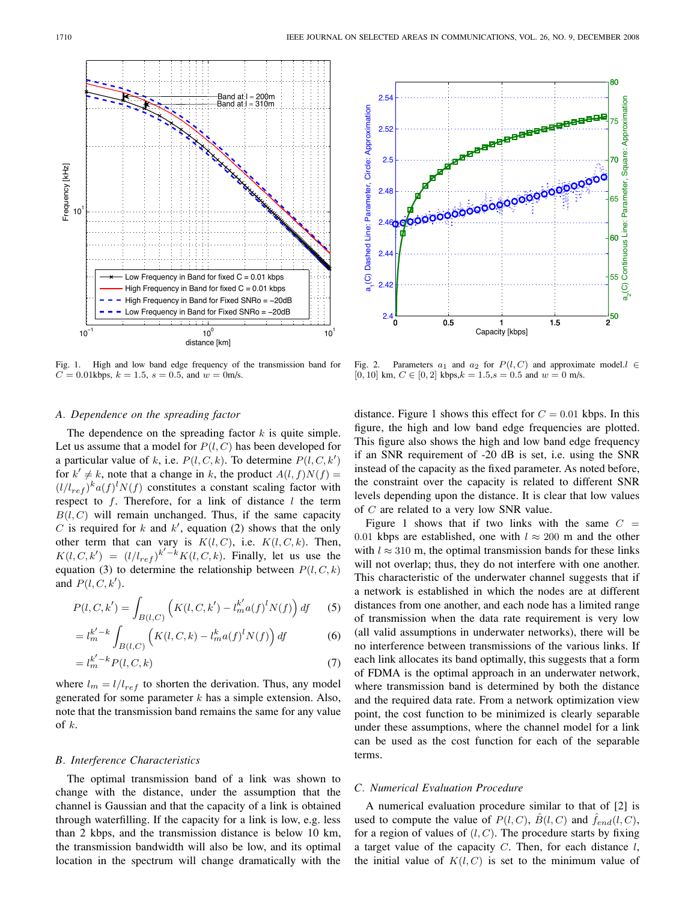Fig. 1. High and low band edge frequency of the transmission band for $C = 0.01$kbps, $k = 1.5$, $s = 0.5$, and $w = 0$m/s.

Fig. 2. Parameters $a_1$ and $a_2$ for $P(l, C)$ and approximate model.$l \in [0, 10]$ km, $C \in [0, 2]$ kbps,$k = 1.5$,$s = 0.5$ and $w = 0$ m/s.

### *A. Dependence on the spreading factor*

The dependence on the spreading factor $k$ is quite simple. Let us assume that a model for $P(l, C)$ has been developed for a particular value of $k$, i.e. $P(l, C, k)$. To determine $P(l, C, k')$ for $k' \neq k$, note that a change in $k$, the product $A(l, f)N(f) = (l/l_{ref})^k a(f)^l N(f)$ constitutes a constant scaling factor with respect to $f$. Therefore, for a link of distance $l$ the term $B(l, C)$ will remain unchanged. Thus, if the same capacity $C$ is required for $k$ and $k'$, equation (2) shows that the only other term that can vary is $K(l, C)$, i.e. $K(l, C, k)$. Then, $K(l, C, k') = (l/l_{ref})^{k'-k} K(l, C, k)$. Finally, let us use the equation (3) to determine the relationship between $P(l, C, k)$ and $P(l, C, k')$.

$$P(l, C, k') = \int_{B(l,C)} \left( K(l, C, k') - l_m^{k'} a(f)^l N(f) \right) df \quad (5)$$

$$= l_m^{k'-k} \int_{B(l,C)} \left( K(l, C, k) - l_m^{k} a(f)^l N(f) \right) df \quad (6)$$

$$= l_m^{k'-k} P(l, C, k) \quad (7)$$

where $l_m = l/l_{ref}$ to shorten the derivation. Thus, any model generated for some parameter $k$ has a simple extension. Also, note that the transmission band remains the same for any value of $k$.

### *B. Interference Characteristics*

The optimal transmission band of a link was shown to change with the distance, under the assumption that the channel is Gaussian and that the capacity of a link is obtained through waterfilling. If the capacity for a link is low, e.g. less than 2 kbps, and the transmission distance is below 10 km, the transmission bandwidth will also be low, and its optimal location in the spectrum will change dramatically with the distance. Figure 1 shows this effect for $C = 0.01$ kbps. In this figure, the high and low band edge frequencies are plotted. This figure also shows the high and low band edge frequency if an SNR requirement of -20 dB is set, i.e. using the SNR instead of the capacity as the fixed parameter. As noted before, the constraint over the capacity is related to different SNR levels depending upon the distance. It is clear that low values of $C$ are related to a very low SNR value.

Figure 1 shows that if two links with the same $C = 0.01$ kbps are established, one with $l \approx 200$ m and the other with $l \approx 310$ m, the optimal transmission bands for these links will not overlap; thus, they do not interfere with one another. This characteristic of the underwater channel suggests that if a network is established in which the nodes are at different distances from one another, and each node has a limited range of transmission when the data rate requirement is very low (all valid assumptions in underwater networks), there will be no interference between transmissions of the various links. If each link allocates its band optimally, this suggests that a form of FDMA is the optimal approach in an underwater network, where transmission band is determined by both the distance and the required data rate. From a network optimization view point, the cost function to be minimized is clearly separable under these assumptions, where the channel model for a link can be used as the cost function for each of the separable terms.

### *C. Numerical Evaluation Procedure*

A numerical evaluation procedure similar to that of [2] is used to compute the value of $P(l, C)$, $\hat{B}(l, C)$ and $\hat{f}_{end}(l, C)$, for a region of values of $(l, C)$. The procedure starts by fixing a target value of the capacity $C$. Then, for each distance $l$, the initial value of $K(l, C)$ is set to the minimum value of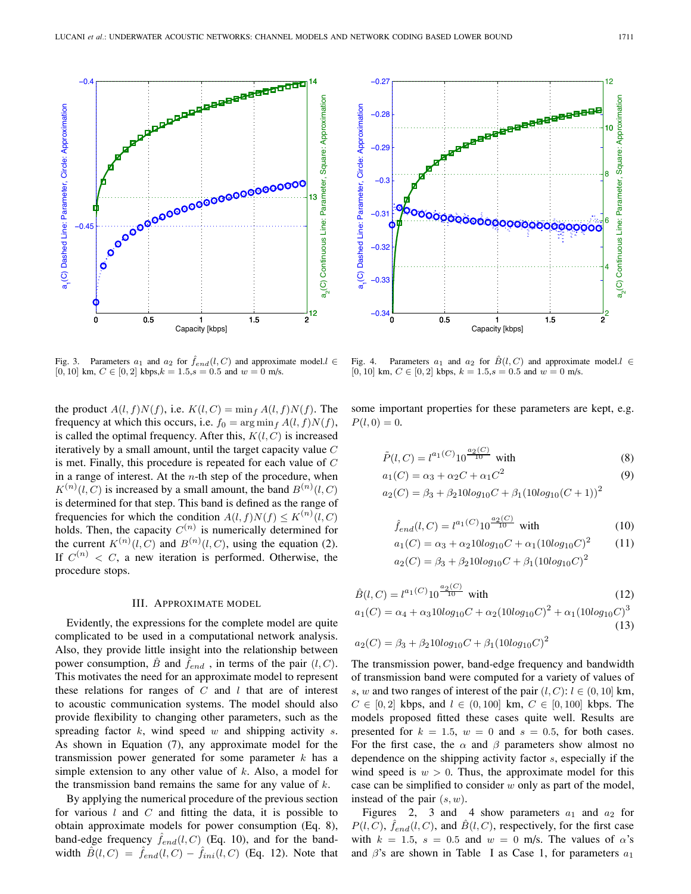Fig. 3. Parameters $a_1$ and $a_2$ for $\hat{f}_{end}(l, C)$ and approximate model. $l \in [0, 10]$ km, $C \in [0, 2]$ kbps, $k = 1.5$, $s = 0.5$ and $w = 0$ m/s.

Fig. 4. Parameters $a_1$ and $a_2$ for $\hat{B}(l, C)$ and approximate model. $l \in [0, 10]$ km, $C \in [0, 2]$ kbps, $k = 1.5$, $s = 0.5$ and $w = 0$ m/s.

the product $A(l, f)N(f)$, i.e. $K(l, C) = \min_f A(l, f)N(f)$. The frequency at which this occurs, i.e. $f_0 = \arg\min_f A(l, f)N(f)$, is called the optimal frequency. After this, $K(l, C)$ is increased iteratively by a small amount, until the target capacity value $C$ is met. Finally, this procedure is repeated for each value of $C$ in a range of interest. At the $n$-th step of the procedure, when $K^{(n)}(l, C)$ is increased by a small amount, the band $B^{(n)}(l, C)$ is determined for that step. This band is defined as the range of frequencies for which the condition $A(l, f)N(f) \leq K^{(n)}(l, C)$ holds. Then, the capacity $C^{(n)}$ is numerically determined for the current $K^{(n)}(l, C)$ and $B^{(n)}(l, C)$, using the equation (2). If $C^{(n)} < C$, a new iteration is performed. Otherwise, the procedure stops.

## III. Approximate model

Evidently, the expressions for the complete model are quite complicated to be used in a computational network analysis. Also, they provide little insight into the relationship between power consumption, $\hat{B}$ and $\hat{f}_{end}$ , in terms of the pair $(l, C)$. This motivates the need for an approximate model to represent these relations for ranges of $C$ and $l$ that are of interest to acoustic communication systems. The model should also provide flexibility to changing other parameters, such as the spreading factor $k$, wind speed $w$ and shipping activity $s$. As shown in Equation (7), any approximate model for the transmission power generated for some parameter $k$ has a simple extension to any other value of $k$. Also, a model for the transmission band remains the same for any value of $k$.

By applying the numerical procedure of the previous section for various $l$ and $C$ and fitting the data, it is possible to obtain approximate models for power consumption (Eq. 8), band-edge frequency $\hat{f}_{end}(l, C)$ (Eq. 10), and for the bandwidth $\hat{B}(l, C) = \hat{f}_{end}(l, C) - \hat{f}_{ini}(l, C)$ (Eq. 12). Note that some important properties for these parameters are kept, e.g. $P(l, 0) = 0$.

$$\tilde{P}(l, C) = l^{a_1(C)} 10^{\frac{a_2(C)}{10}} \text{ with} \tag{8}$$

$$a_1(C) = \alpha_3 + \alpha_2 C + \alpha_1 C^2 \tag{9}$$
$$a_2(C) = \beta_3 + \beta_2 10log_{10}C + \beta_1 (10log_{10}(C+1))^2$$

$$\hat{f}_{end}(l, C) = l^{a_1(C)} 10^{\frac{a_2(C)}{10}} \text{ with} \tag{10}$$

$$a_1(C) = \alpha_3 + \alpha_2 10log_{10}C + \alpha_1 (10log_{10}C)^2 \tag{11}$$
$$a_2(C) = \beta_3 + \beta_2 10log_{10}C + \beta_1 (10log_{10}C)^2$$

$$\hat{B}(l, C) = l^{a_1(C)} 10^{\frac{a_2(C)}{10}} \text{ with} \tag{12}$$

$$a_1(C) = \alpha_4 + \alpha_3 10log_{10}C + \alpha_2 (10log_{10}C)^2 + \alpha_1 (10log_{10}C)^3 \tag{13}$$

$$a_2(C) = \beta_3 + \beta_2 10log_{10}C + \beta_1 (10log_{10}C)^2$$

The transmission power, band-edge frequency and bandwidth of transmission band were computed for a variety of values of $s$, $w$ and two ranges of interest of the pair $(l, C)$: $l \in (0, 10]$ km, $C \in [0, 2]$ kbps, and $l \in (0, 100]$ km, $C \in [0, 100]$ kbps. The models proposed fitted these cases quite well. Results are presented for $k = 1.5$, $w = 0$ and $s = 0.5$, for both cases. For the first case, the $\alpha$ and $\beta$ parameters show almost no dependence on the shipping activity factor $s$, especially if the wind speed is $w > 0$. Thus, the approximate model for this case can be simplified to consider $w$ only as part of the model, instead of the pair $(s, w)$.

Figures 2, 3 and 4 show parameters $a_1$ and $a_2$ for $P(l, C)$, $\hat{f}_{end}(l, C)$, and $\hat{B}(l, C)$, respectively, for the first case with $k = 1.5$, $s = 0.5$ and $w = 0$ m/s. The values of $\alpha$'s and $\beta$'s are shown in Table I as Case 1, for parameters $a_1$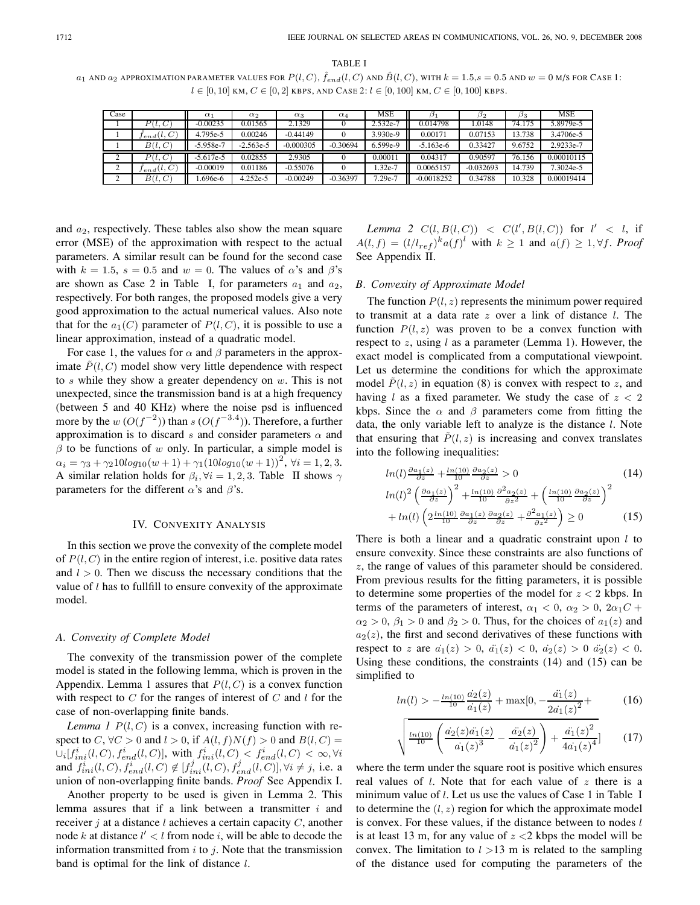TABLE I

$a_1$ AND $a_2$ APPROXIMATION PARAMETER VALUES FOR $P(l,C)$, $\hat{f}_{end}(l,C)$ AND $\hat{B}(l,C)$, WITH $k = 1.5$, $s = 0.5$ AND $w = 0$ M/S FOR CASE 1: $l \in [0,10]$ KM, $C \in [0,2]$ KBPS, AND CASE 2: $l \in [0,100]$ KM, $C \in [0,100]$ KBPS.

| Case | | $\alpha_1$ | $\alpha_2$ | $\alpha_3$ | $\alpha_4$ | MSE | $\beta_1$ | $\beta_2$ | $\beta_3$ | MSE |
|---|---|---|---|---|---|---|---|---|---|---|
| 1 | $P(l,C)$ | -0.00235 | 0.01565 | 2.1329 | 0 | 2.532e-7 | 0.014798 | 1.0148 | 74.175 | 5.8979e-5 |
| 1 | $\hat{f}_{end}(l,C)$ | 4.795e-5 | 0.00246 | -0.44149 | 0 | 3.930e-9 | 0.00171 | 0.07153 | 13.738 | 3.4706e-5 |
| 1 | $\hat{B}(l,C)$ | -5.958e-7 | -2.563e-5 | -0.000305 | -0.30694 | 6.599e-9 | -5.163e-6 | 0.33427 | 9.6752 | 2.9233e-7 |
| 2 | $P(l,C)$ | -5.617e-5 | 0.02855 | 2.9305 | 0 | 0.00011 | 0.04317 | 0.90597 | 76.156 | 0.00010115 |
| 2 | $\hat{f}_{end}(l,C)$ | -0.00019 | 0.01186 | -0.55076 | 0 | 1.32e-7 | 0.0065157 | -0.032693 | 14.739 | 7.3024e-5 |
| 2 | $\hat{B}(l,C)$ | 1.696e-6 | 4.252e-5 | -0.00249 | -0.36397 | 7.29e-7 | -0.0018252 | 0.34788 | 10.328 | 0.00019414 |

and $a_2$, respectively. These tables also show the mean square error (MSE) of the approximation with respect to the actual parameters. A similar result can be found for the second case with $k = 1.5$, $s = 0.5$ and $w = 0$. The values of $\alpha$'s and $\beta$'s are shown as Case 2 in Table I, for parameters $a_1$ and $a_2$, respectively. For both ranges, the proposed models give a very good approximation to the actual numerical values. Also note that for the $a_1(C)$ parameter of $P(l,C)$, it is possible to use a linear approximation, instead of a quadratic model.

For case 1, the values for $\alpha$ and $\beta$ parameters in the approximate $\tilde{P}(l,C)$ model show very little dependence with respect to $s$ while they show a greater dependency on $w$. This is not unexpected, since the transmission band is at a high frequency (between 5 and 40 KHz) where the noise psd is influenced more by the $w$ ($O(f^{-2})$) than $s$ ($O(f^{-3.4})$). Therefore, a further approximation is to discard $s$ and consider parameters $\alpha$ and $\beta$ to be functions of $w$ only. In particular, a simple model is $\alpha_i = \gamma_3 + \gamma_2 10log_{10}(w+1) + \gamma_1(10log_{10}(w+1))^2$, $\forall i = 1,2,3$. A similar relation holds for $\beta_i, \forall i = 1,2,3$. Table II shows $\gamma$ parameters for the different $\alpha$'s and $\beta$'s.

## IV. Convexity Analysis

In this section we prove the convexity of the complete model of $P(l,C)$ in the entire region of interest, i.e. positive data rates and $l > 0$. Then we discuss the necessary conditions that the value of $l$ has to fullfill to ensure convexity of the approximate model.

### A. Convexity of Complete Model

The convexity of the transmission power of the complete model is stated in the following lemma, which is proven in the Appendix. Lemma 1 assures that $P(l,C)$ is a convex function with respect to $C$ for the ranges of interest of $C$ and $l$ for the case of non-overlapping finite bands.

*Lemma 1* $P(l,C)$ is a convex, increasing function with respect to $C$, $\forall C > 0$ and $l > 0$, if $A(l,f)N(f) > 0$ and $B(l,C) = \cup_i [f^i_{ini}(l,C), f^i_{end}(l,C)]$, with $f^i_{ini}(l,C) < f^i_{end}(l,C) < \infty, \forall i$ and $f^i_{ini}(l,C), f^i_{end}(l,C) \notin [f^j_{ini}(l,C), f^j_{end}(l,C)], \forall i \neq j$, i.e. a union of non-overlapping finite bands. *Proof* See Appendix I.

Another property to be used is given in Lemma 2. This lemma assures that if a link between a transmitter $i$ and receiver $j$ at a distance $l$ achieves a certain capacity $C$, another node $k$ at distance $l' < l$ from node $i$, will be able to decode the information transmitted from $i$ to $j$. Note that the transmission band is optimal for the link of distance $l$.

*Lemma 2* $C(l, B(l,C)) < C(l', B(l,C))$ for $l' < l$, if $A(l,f) = (l/l_{ref})^k a(f)^l$ with $k \geq 1$ and $a(f) \geq 1, \forall f$. *Proof* See Appendix II.

### B. Convexity of Approximate Model

The function $P(l,z)$ represents the minimum power required to transmit at a data rate $z$ over a link of distance $l$. The function $P(l,z)$ was proven to be a convex function with respect to $z$, using $l$ as a parameter (Lemma 1). However, the exact model is complicated from a computational viewpoint. Let us determine the conditions for which the approximate model $\tilde{P}(l,z)$ in equation (8) is convex with respect to $z$, and having $l$ as a fixed parameter. We study the case of $z < 2$ kbps. Since the $\alpha$ and $\beta$ parameters come from fitting the data, the only variable left to analyze is the distance $l$. Note that ensuring that $\tilde{P}(l,z)$ is increasing and convex translates into the following inequalities:

$$ln(l)\frac{\partial a_1(z)}{\partial z} + \frac{ln(10)}{10}\frac{\partial a_2(z)}{\partial z} > 0 \tag{14}$$

$$ln(l)^2\left(\frac{\partial a_1(z)}{\partial z}\right)^2 + \frac{ln(10)}{10}\frac{\partial^2 a_2(z)}{\partial z^2} + \left(\frac{ln(10)}{10}\frac{\partial a_2(z)}{\partial z}\right)^2 + ln(l)\left(2\frac{ln(10)}{10}\frac{\partial a_1(z)}{\partial z}\frac{\partial a_2(z)}{\partial z} + \frac{\partial^2 a_1(z)}{\partial z^2}\right) \geq 0 \tag{15}$$

There is both a linear and a quadratic constraint upon $l$ to ensure convexity. Since these constraints are also functions of $z$, the range of values of this parameter should be considered. From previous results for the fitting parameters, it is possible to determine some properties of the model for $z < 2$ kbps. In terms of the parameters of interest, $\alpha_1 < 0$, $\alpha_2 > 0$, $2\alpha_1 C + \alpha_2 > 0$, $\beta_1 > 0$ and $\beta_2 > 0$. Thus, for the choices of $a_1(z)$ and $a_2(z)$, the first and second derivatives of these functions with respect to $z$ are $\dot{a_1}(z) > 0$, $\ddot{a_1}(z) < 0$, $\dot{a_2}(z) > 0$ $\ddot{a_2}(z) < 0$. Using these conditions, the constraints (14) and (15) can be simplified to

$$ln(l) > -\frac{ln(10)}{10}\frac{\dot{a_2}(z)}{\dot{a_1}(z)} + \max[0, -\frac{\ddot{a_1}(z)}{2\dot{a_1}(z)^2} + \tag{16}$$

$$\sqrt{\frac{ln(10)}{10}\left(\frac{\dot{a_2}(z)\ddot{a_1}(z)}{\dot{a_1}(z)^3} - \frac{\ddot{a_2}(z)}{\dot{a_1}(z)^2}\right) + \frac{\ddot{a_1}(z)^2}{4\dot{a_1}(z)^4}}] \tag{17}$$

where the term under the square root is positive which ensures real values of $l$. Note that for each value of $z$ there is a minimum value of $l$. Let us use the values of Case 1 in Table I to determine the $(l,z)$ region for which the approximate model is convex. For these values, if the distance between to nodes $l$ is at least 13 m, for any value of $z$ <2 kbps the model will be convex. The limitation to $l$ >13 m is related to the sampling of the distance used for computing the parameters of the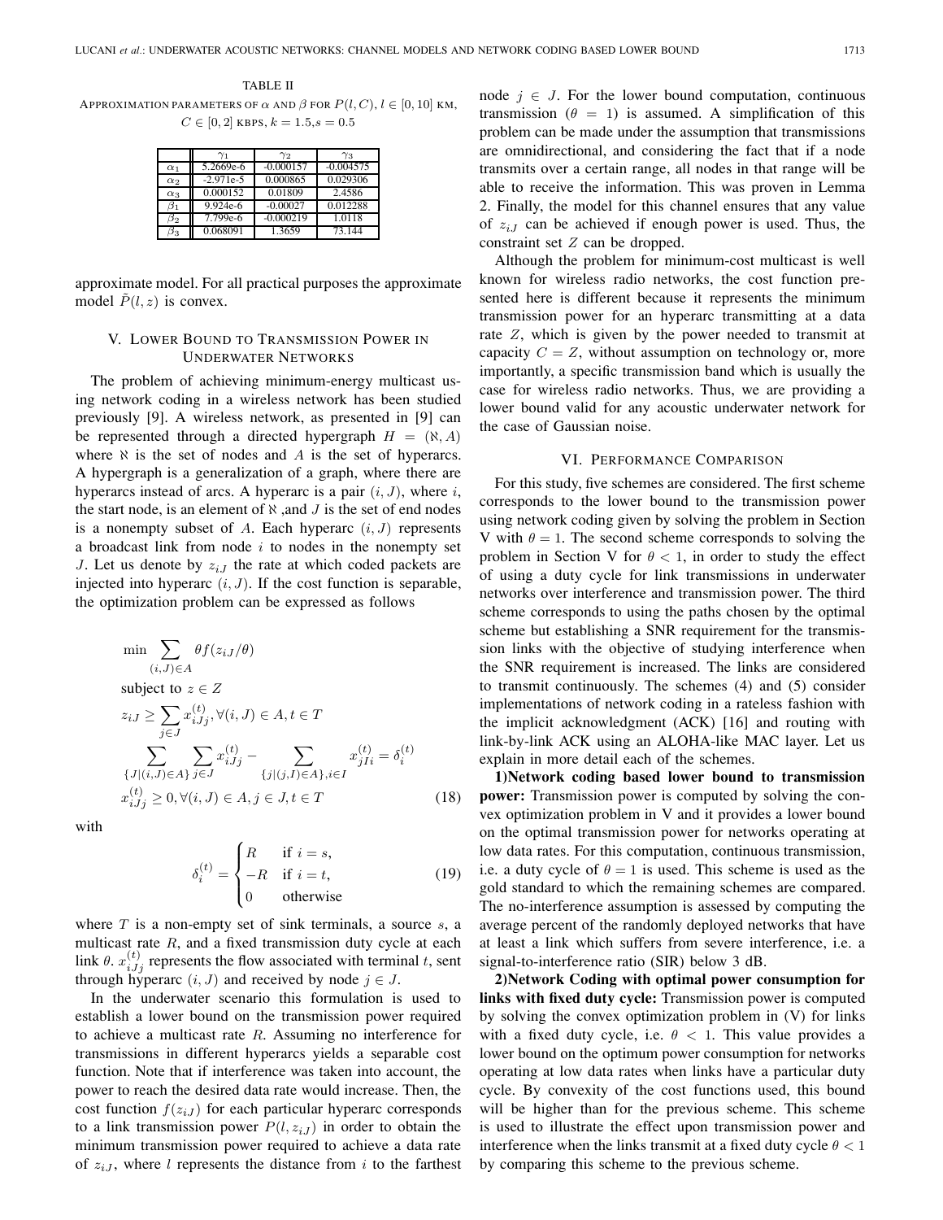TABLE II
APPROXIMATION PARAMETERS OF $\alpha$ AND $\beta$ FOR $P(l, C)$, $l \in [0, 10]$ KM, $C \in [0, 2]$ KBPS, $k = 1.5$, $s = 0.5$

| | $\gamma_1$ | $\gamma_2$ | $\gamma_3$ |
|---|---|---|---|
| $\alpha_1$ | 5.2669e-6 | -0.000157 | -0.004575 |
| $\alpha_2$ | -2.971e-5 | 0.000865 | 0.029306 |
| $\alpha_3$ | 0.000152 | 0.01809 | 2.4586 |
| $\beta_1$ | 9.924e-6 | -0.00027 | 0.012288 |
| $\beta_2$ | 7.799e-6 | -0.000219 | 1.0118 |
| $\beta_3$ | 0.068091 | 1.3659 | 73.144 |

approximate model. For all practical purposes the approximate model $\tilde{P}(l, z)$ is convex.

## V. LOWER BOUND TO TRANSMISSION POWER IN UNDERWATER NETWORKS

The problem of achieving minimum-energy multicast using network coding in a wireless network has been studied previously [9]. A wireless network, as presented in [9] can be represented through a directed hypergraph $H = (\aleph, A)$ where $\aleph$ is the set of nodes and $A$ is the set of hyperarcs. A hypergraph is a generalization of a graph, where there are hyperarcs instead of arcs. A hyperarc is a pair $(i, J)$, where $i$, the start node, is an element of $\aleph$ ,and $J$ is the set of end nodes is a nonempty subset of $A$. Each hyperarc $(i, J)$ represents a broadcast link from node $i$ to nodes in the nonempty set $J$. Let us denote by $z_{iJ}$ the rate at which coded packets are injected into hyperarc $(i, J)$. If the cost function is separable, the optimization problem can be expressed as follows

$$
\begin{aligned}
&\min \sum_{(i,J)\in A} \theta f(z_{iJ}/\theta) \\
&\text{subject to } z \in Z \\
&z_{iJ} \geq \sum_{j \in J} x_{iJj}^{(t)}, \forall (i,J) \in A, t \in T \\
&\sum_{\{J|(i,J)\in A\}} \sum_{j\in J} x_{iJj}^{(t)} - \sum_{\{j|(j,I)\in A\}, i \in I} x_{jIi}^{(t)} = \delta_i^{(t)} \\
&x_{iJj}^{(t)} \geq 0, \forall (i,J) \in A, j \in J, t \in T
\end{aligned} \tag{18}
$$

with

$$
\delta_i^{(t)} = \begin{cases} R & \text{if } i = s, \\ -R & \text{if } i = t, \\ 0 & \text{otherwise} \end{cases} \tag{19}
$$

where $T$ is a non-empty set of sink terminals, a source $s$, a multicast rate $R$, and a fixed transmission duty cycle at each link $\theta$. $x_{iJj}^{(t)}$ represents the flow associated with terminal $t$, sent through hyperarc $(i, J)$ and received by node $j \in J$.

In the underwater scenario this formulation is used to establish a lower bound on the transmission power required to achieve a multicast rate $R$. Assuming no interference for transmissions in different hyperarcs yields a separable cost function. Note that if interference was taken into account, the power to reach the desired data rate would increase. Then, the cost function $f(z_{iJ})$ for each particular hyperarc corresponds to a link transmission power $P(l, z_{iJ})$ in order to obtain the minimum transmission power required to achieve a data rate of $z_{iJ}$, where $l$ represents the distance from $i$ to the farthest node $j \in J$. For the lower bound computation, continuous transmission ($\theta = 1$) is assumed. A simplification of this problem can be made under the assumption that transmissions are omnidirectional, and considering the fact that if a node transmits over a certain range, all nodes in that range will be able to receive the information. This was proven in Lemma 2. Finally, the model for this channel ensures that any value of $z_{iJ}$ can be achieved if enough power is used. Thus, the constraint set $Z$ can be dropped.

Although the problem for minimum-cost multicast is well known for wireless radio networks, the cost function presented here is different because it represents the minimum transmission power for an hyperarc transmitting at a data rate $Z$, which is given by the power needed to transmit at capacity $C = Z$, without assumption on technology or, more importantly, a specific transmission band which is usually the case for wireless radio networks. Thus, we are providing a lower bound valid for any acoustic underwater network for the case of Gaussian noise.

## VI. PERFORMANCE COMPARISON

For this study, five schemes are considered. The first scheme corresponds to the lower bound to the transmission power using network coding given by solving the problem in Section V with $\theta = 1$. The second scheme corresponds to solving the problem in Section V for $\theta < 1$, in order to study the effect of using a duty cycle for link transmissions in underwater networks over interference and transmission power. The third scheme corresponds to using the paths chosen by the optimal scheme but establishing a SNR requirement for the transmission links with the objective of studying interference when the SNR requirement is increased. The links are considered to transmit continuously. The schemes (4) and (5) consider implementations of network coding in a rateless fashion with the implicit acknowledgment (ACK) [16] and routing with link-by-link ACK using an ALOHA-like MAC layer. Let us explain in more detail each of the schemes.

**1)Network coding based lower bound to transmission power:** Transmission power is computed by solving the convex optimization problem in V and it provides a lower bound on the optimal transmission power for networks operating at low data rates. For this computation, continuous transmission, i.e. a duty cycle of $\theta = 1$ is used. This scheme is used as the gold standard to which the remaining schemes are compared. The no-interference assumption is assessed by computing the average percent of the randomly deployed networks that have at least a link which suffers from severe interference, i.e. a signal-to-interference ratio (SIR) below 3 dB.

**2)Network Coding with optimal power consumption for links with fixed duty cycle:** Transmission power is computed by solving the convex optimization problem in (V) for links with a fixed duty cycle, i.e. $\theta < 1$. This value provides a lower bound on the optimum power consumption for networks operating at low data rates when links have a particular duty cycle. By convexity of the cost functions used, this bound will be higher than for the previous scheme. This scheme is used to illustrate the effect upon transmission power and interference when the links transmit at a fixed duty cycle $\theta < 1$ by comparing this scheme to the previous scheme.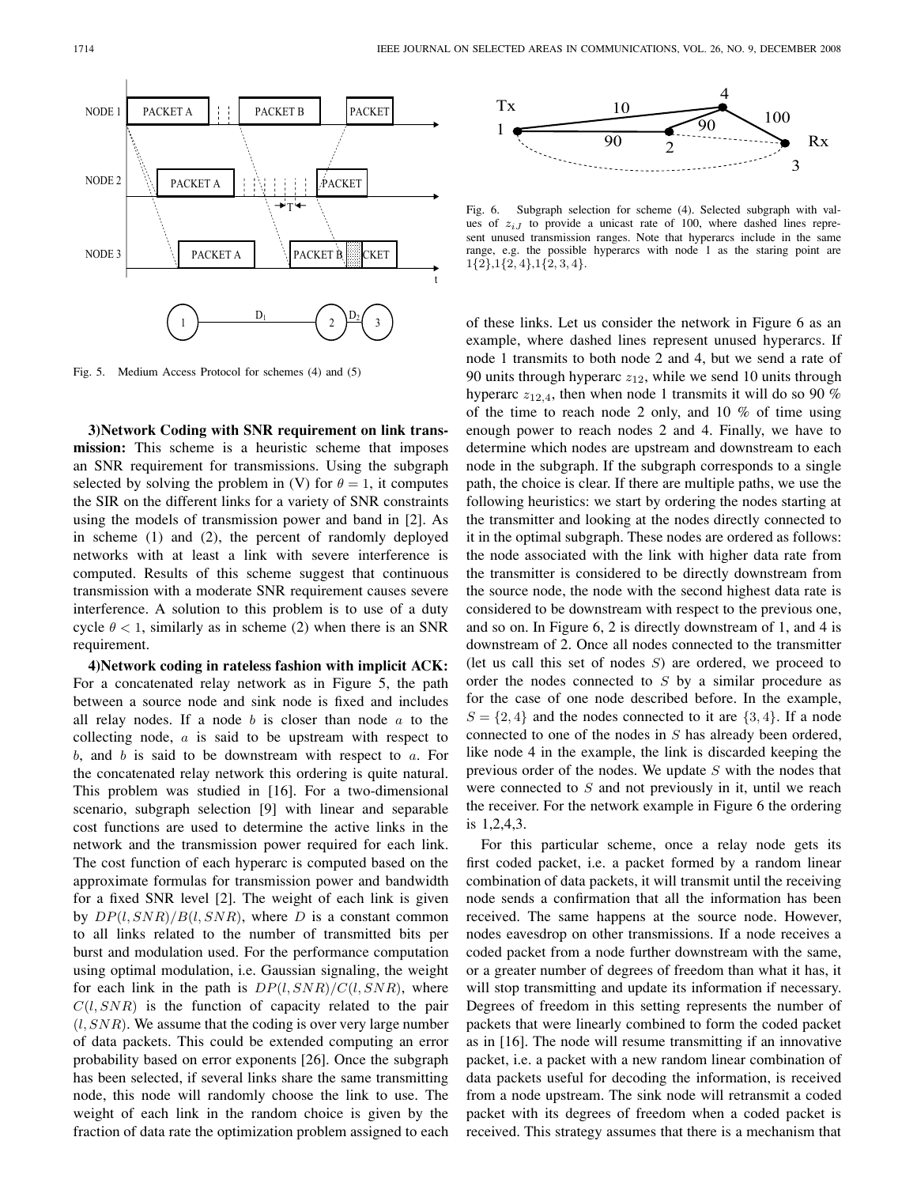Fig. 5. Medium Access Protocol for schemes (4) and (5)

**3)Network Coding with SNR requirement on link transmission:** This scheme is a heuristic scheme that imposes an SNR requirement for transmissions. Using the subgraph selected by solving the problem in (V) for $\theta = 1$, it computes the SIR on the different links for a variety of SNR constraints using the models of transmission power and band in [2]. As in scheme (1) and (2), the percent of randomly deployed networks with at least a link with severe interference is computed. Results of this scheme suggest that continuous transmission with a moderate SNR requirement causes severe interference. A solution to this problem is to use of a duty cycle $\theta < 1$, similarly as in scheme (2) when there is an SNR requirement.

**4)Network coding in rateless fashion with implicit ACK:** For a concatenated relay network as in Figure 5, the path between a source node and sink node is fixed and includes all relay nodes. If a node $b$ is closer than node $a$ to the collecting node, $a$ is said to be upstream with respect to $b$, and $b$ is said to be downstream with respect to $a$. For the concatenated relay network this ordering is quite natural. This problem was studied in [16]. For a two-dimensional scenario, subgraph selection [9] with linear and separable cost functions are used to determine the active links in the network and the transmission power required for each link. The cost function of each hyperarc is computed based on the approximate formulas for transmission power and bandwidth for a fixed SNR level [2]. The weight of each link is given by $DP(l, SNR)/B(l, SNR)$, where $D$ is a constant common to all links related to the number of transmitted bits per burst and modulation used. For the performance computation using optimal modulation, i.e. Gaussian signaling, the weight for each link in the path is $DP(l, SNR)/C(l, SNR)$, where $C(l, SNR)$ is the function of capacity related to the pair $(l, SNR)$. We assume that the coding is over very large number of data packets. This could be extended computing an error probability based on error exponents [26]. Once the subgraph has been selected, if several links share the same transmitting node, this node will randomly choose the link to use. The weight of each link in the random choice is given by the fraction of data rate the optimization problem assigned to each of these links. Let us consider the network in Figure 6 as an example, where dashed lines represent unused hyperarcs. If node 1 transmits to both node 2 and 4, but we send a rate of 90 units through hyperarc $z_{12}$, while we send 10 units through hyperarc $z_{12,4}$, then when node 1 transmits it will do so 90 % of the time to reach node 2 only, and 10 % of time using enough power to reach nodes 2 and 4. Finally, we have to determine which nodes are upstream and downstream to each node in the subgraph. If the subgraph corresponds to a single path, the choice is clear. If there are multiple paths, we use the following heuristics: we start by ordering the nodes starting at the transmitter and looking at the nodes directly connected to it in the optimal subgraph. These nodes are ordered as follows: the node associated with the link with higher data rate from the transmitter is considered to be directly downstream from the source node, the node with the second highest data rate is considered to be downstream with respect to the previous one, and so on. In Figure 6, 2 is directly downstream of 1, and 4 is downstream of 2. Once all nodes connected to the transmitter (let us call this set of nodes $S$) are ordered, we proceed to order the nodes connected to $S$ by a similar procedure as for the case of one node described before. In the example, $S = \{2, 4\}$ and the nodes connected to it are $\{3, 4\}$. If a node connected to one of the nodes in $S$ has already been ordered, like node 4 in the example, the link is discarded keeping the previous order of the nodes. We update $S$ with the nodes that were connected to $S$ and not previously in it, until we reach the receiver. For the network example in Figure 6 the ordering is 1,2,4,3.

Fig. 6. Subgraph selection for scheme (4). Selected subgraph with values of $z_{iJ}$ to provide a unicast rate of 100, where dashed lines represent unused transmission ranges. Note that hyperarcs include in the same range, e.g. the possible hyperarcs with node 1 as the staring point are $1\{2\}$,$1\{2, 4\}$,$1\{2, 3, 4\}$.

For this particular scheme, once a relay node gets its first coded packet, i.e. a packet formed by a random linear combination of data packets, it will transmit until the receiving node sends a confirmation that all the information has been received. The same happens at the source node. However, nodes eavesdrop on other transmissions. If a node receives a coded packet from a node further downstream with the same, or a greater number of degrees of freedom than what it has, it will stop transmitting and update its information if necessary. Degrees of freedom in this setting represents the number of packets that were linearly combined to form the coded packet as in [16]. The node will resume transmitting if an innovative packet, i.e. a packet with a new random linear combination of data packets useful for decoding the information, is received from a node upstream. The sink node will retransmit a coded packet with its degrees of freedom when a coded packet is received. This strategy assumes that there is a mechanism that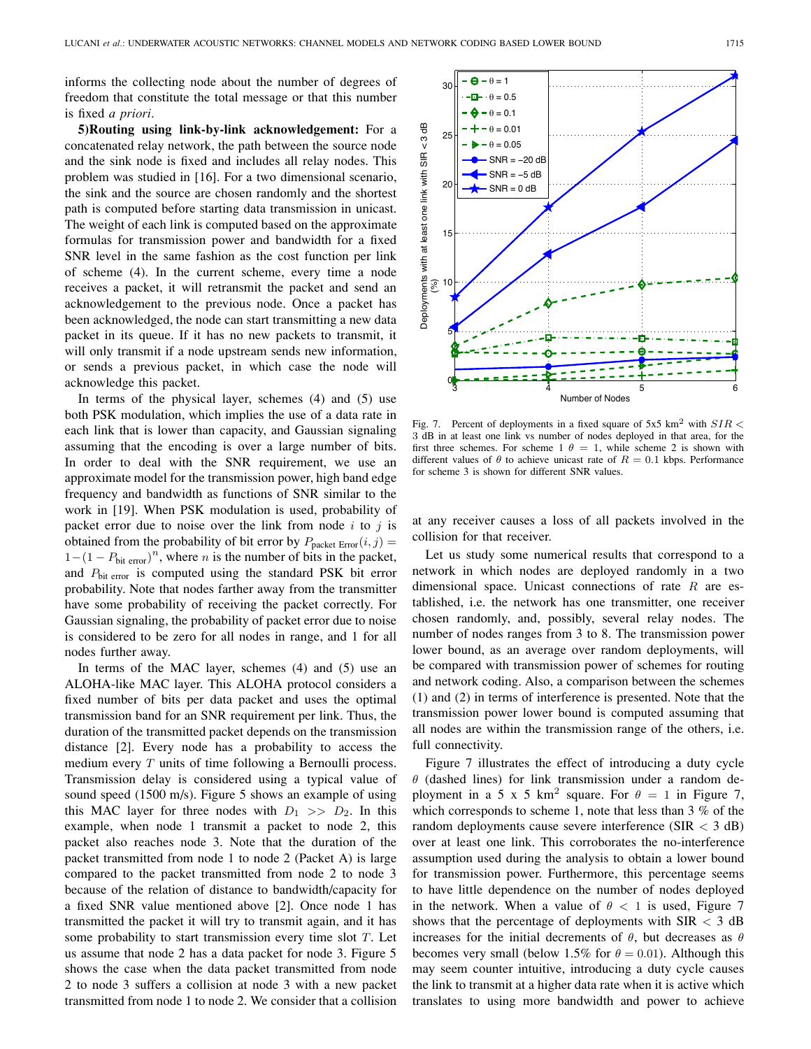informs the collecting node about the number of degrees of freedom that constitute the total message or that this number is fixed *a priori*.

**5)Routing using link-by-link acknowledgement:** For a concatenated relay network, the path between the source node and the sink node is fixed and includes all relay nodes. This problem was studied in [16]. For a two dimensional scenario, the sink and the source are chosen randomly and the shortest path is computed before starting data transmission in unicast. The weight of each link is computed based on the approximate formulas for transmission power and bandwidth for a fixed SNR level in the same fashion as the cost function per link of scheme (4). In the current scheme, every time a node receives a packet, it will retransmit the packet and send an acknowledgement to the previous node. Once a packet has been acknowledged, the node can start transmitting a new data packet in its queue. If it has no new packets to transmit, it will only transmit if a node upstream sends new information, or sends a previous packet, in which case the node will acknowledge this packet.

In terms of the physical layer, schemes (4) and (5) use both PSK modulation, which implies the use of a data rate in each link that is lower than capacity, and Gaussian signaling assuming that the encoding is over a large number of bits. In order to deal with the SNR requirement, we use an approximate model for the transmission power, high band edge frequency and bandwidth as functions of SNR similar to the work in [19]. When PSK modulation is used, probability of packet error due to noise over the link from node $i$ to $j$ is obtained from the probability of bit error by $P_{\text{packet Error}}(i,j) = 1-(1-P_{\text{bit error}})^n$, where $n$ is the number of bits in the packet, and $P_{\text{bit error}}$ is computed using the standard PSK bit error probability. Note that nodes farther away from the transmitter have some probability of receiving the packet correctly. For Gaussian signaling, the probability of packet error due to noise is considered to be zero for all nodes in range, and 1 for all nodes further away.

In terms of the MAC layer, schemes (4) and (5) use an ALOHA-like MAC layer. This ALOHA protocol considers a fixed number of bits per data packet and uses the optimal transmission band for an SNR requirement per link. Thus, the duration of the transmitted packet depends on the transmission distance [2]. Every node has a probability to access the medium every $T$ units of time following a Bernoulli process. Transmission delay is considered using a typical value of sound speed (1500 m/s). Figure 5 shows an example of using this MAC layer for three nodes with $D_1 >> D_2$. In this example, when node 1 transmit a packet to node 2, this packet also reaches node 3. Note that the duration of the packet transmitted from node 1 to node 2 (Packet A) is large compared to the packet transmitted from node 2 to node 3 because of the relation of distance to bandwidth/capacity for a fixed SNR value mentioned above [2]. Once node 1 has transmitted the packet it will try to transmit again, and it has some probability to start transmission every time slot $T$. Let us assume that node 2 has a data packet for node 3. Figure 5 shows the case when the data packet transmitted from node 2 to node 3 suffers a collision at node 3 with a new packet transmitted from node 1 to node 2. We consider that a collision at any receiver causes a loss of all packets involved in the collision for that receiver.

Fig. 7. Percent of deployments in a fixed square of 5x5 km$^2$ with $SIR < 3$ dB in at least one link vs number of nodes deployed in that area, for the first three schemes. For scheme 1 $\theta = 1$, while scheme 2 is shown with different values of $\theta$ to achieve unicast rate of $R = 0.1$ kbps. Performance for scheme 3 is shown for different SNR values.

Let us study some numerical results that correspond to a network in which nodes are deployed randomly in a two dimensional space. Unicast connections of rate $R$ are established, i.e. the network has one transmitter, one receiver chosen randomly, and, possibly, several relay nodes. The number of nodes ranges from 3 to 8. The transmission power lower bound, as an average over random node deployments, will be compared with transmission power of schemes for routing and network coding. Also, a comparison between the schemes (1) and (2) in terms of interference is presented. Note that the transmission power lower bound is computed assuming that all nodes are within the transmission range of the others, i.e. full connectivity.

Figure 7 illustrates the effect of introducing a duty cycle $\theta$ (dashed lines) for link transmission under a random deployment in a 5 x 5 km$^2$ square. For $\theta = 1$ in Figure 7, which corresponds to scheme 1, note that less than 3 % of the random deployments cause severe interference (SIR $<$ 3 dB) over at least one link. This corroborates the no-interference assumption used during the analysis to obtain a lower bound for transmission power. Furthermore, this percentage seems to have little dependence on the number of nodes deployed in the network. When a value of $\theta < 1$ is used, Figure 7 shows that the percentage of deployments with SIR $<$ 3 dB increases for the initial decrements of $\theta$, but decreases as $\theta$ becomes very small (below 1.5% for $\theta = 0.01$). Although this may seem counter intuitive, introducing a duty cycle causes the link to transmit at a higher data rate when it is active which translates to using more bandwidth and power to achieve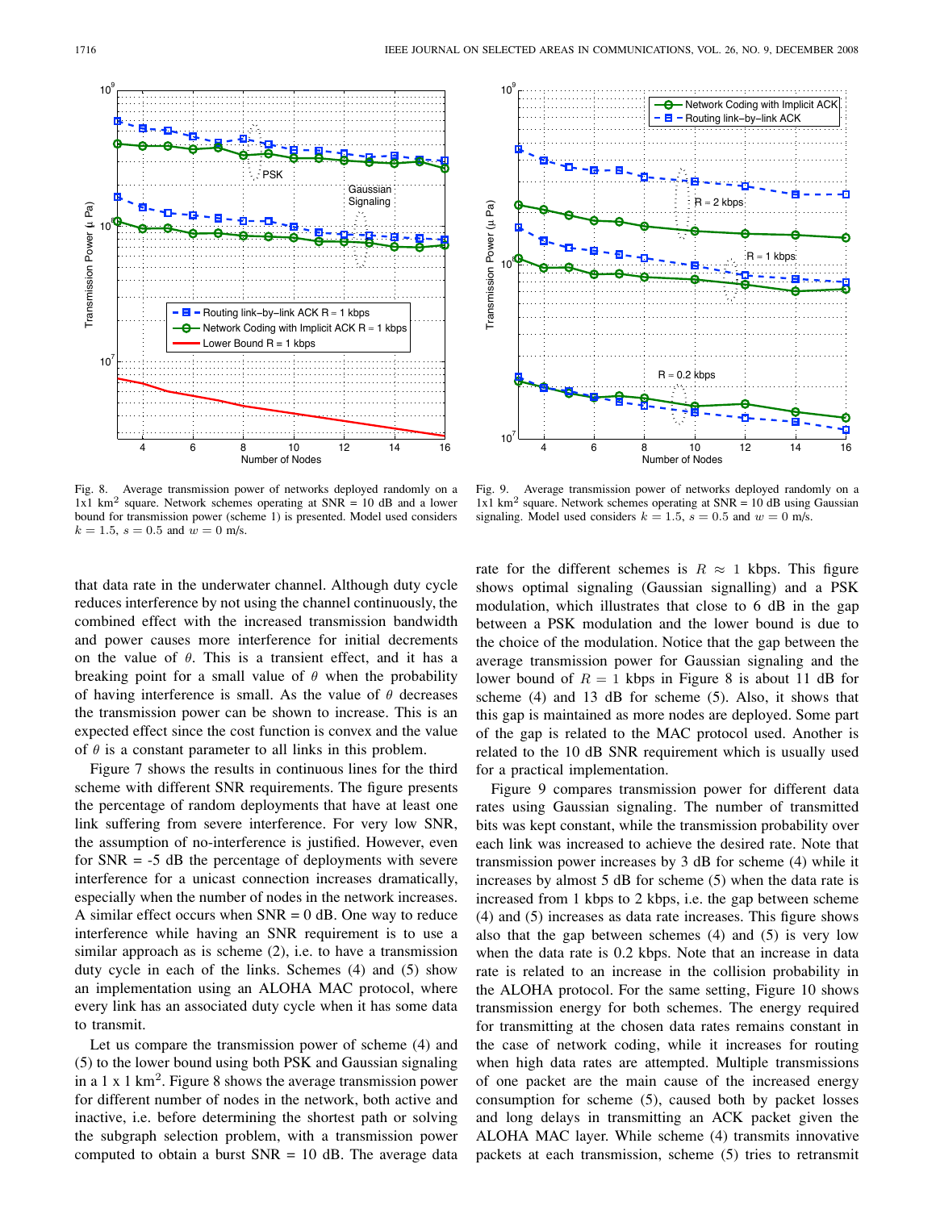Fig. 8. Average transmission power of networks deployed randomly on a 1x1 km$^2$ square. Network schemes operating at SNR = 10 dB and a lower bound for transmission power (scheme 1) is presented. Model used considers $k = 1.5$, $s = 0.5$ and $w = 0$ m/s.

Fig. 9. Average transmission power of networks deployed randomly on a 1x1 km$^2$ square. Network schemes operating at SNR = 10 dB using Gaussian signaling. Model used considers $k = 1.5$, $s = 0.5$ and $w = 0$ m/s.

that data rate in the underwater channel. Although duty cycle reduces interference by not using the channel continuously, the combined effect with the increased transmission bandwidth and power causes more interference for initial decrements on the value of $\theta$. This is a transient effect, and it has a breaking point for a small value of $\theta$ when the probability of having interference is small. As the value of $\theta$ decreases the transmission power can be shown to increase. This is an expected effect since the cost function is convex and the value of $\theta$ is a constant parameter to all links in this problem.

Figure 7 shows the results in continuous lines for the third scheme with different SNR requirements. The figure presents the percentage of random deployments that have at least one link suffering from severe interference. For very low SNR, the assumption of no-interference is justified. However, even for SNR = -5 dB the percentage of deployments with severe interference for a unicast connection increases dramatically, especially when the number of nodes in the network increases. A similar effect occurs when SNR = 0 dB. One way to reduce interference while having an SNR requirement is to use a similar approach as is scheme (2), i.e. to have a transmission duty cycle in each of the links. Schemes (4) and (5) show an implementation using an ALOHA MAC protocol, where every link has an associated duty cycle when it has some data to transmit.

Let us compare the transmission power of scheme (4) and (5) to the lower bound using both PSK and Gaussian signaling in a 1 x 1 km$^2$. Figure 8 shows the average transmission power for different number of nodes in the network, both active and inactive, i.e. before determining the shortest path or solving the subgraph selection problem, with a transmission power computed to obtain a burst SNR = 10 dB. The average data rate for the different schemes is $R \approx 1$ kbps. This figure shows optimal signaling (Gaussian signalling) and a PSK modulation, which illustrates that close to 6 dB in the gap between a PSK modulation and the lower bound is due to the choice of the modulation. Notice that the gap between the average transmission power for Gaussian signaling and the lower bound of $R = 1$ kbps in Figure 8 is about 11 dB for scheme (4) and 13 dB for scheme (5). Also, it shows that this gap is maintained as more nodes are deployed. Some part of the gap is related to the MAC protocol used. Another is related to the 10 dB SNR requirement which is usually used for a practical implementation.

Figure 9 compares transmission power for different data rates using Gaussian signaling. The number of transmitted bits was kept constant, while the transmission probability over each link was increased to achieve the desired rate. Note that transmission power increases by 3 dB for scheme (4) while it increases by almost 5 dB for scheme (5) when the data rate is increased from 1 kbps to 2 kbps, i.e. the gap between scheme (4) and (5) increases as data rate increases. This figure shows also that the gap between schemes (4) and (5) is very low when the data rate is 0.2 kbps. Note that an increase in data rate is related to an increase in the collision probability in the ALOHA protocol. For the same setting, Figure 10 shows transmission energy for both schemes. The energy required for transmitting at the chosen data rates remains constant in the case of network coding, while it increases for routing when high data rates are attempted. Multiple transmissions of one packet are the main cause of the increased energy consumption for scheme (5), caused both by packet losses and long delays in transmitting an ACK packet given the ALOHA MAC layer. While scheme (4) transmits innovative packets at each transmission, scheme (5) tries to retransmit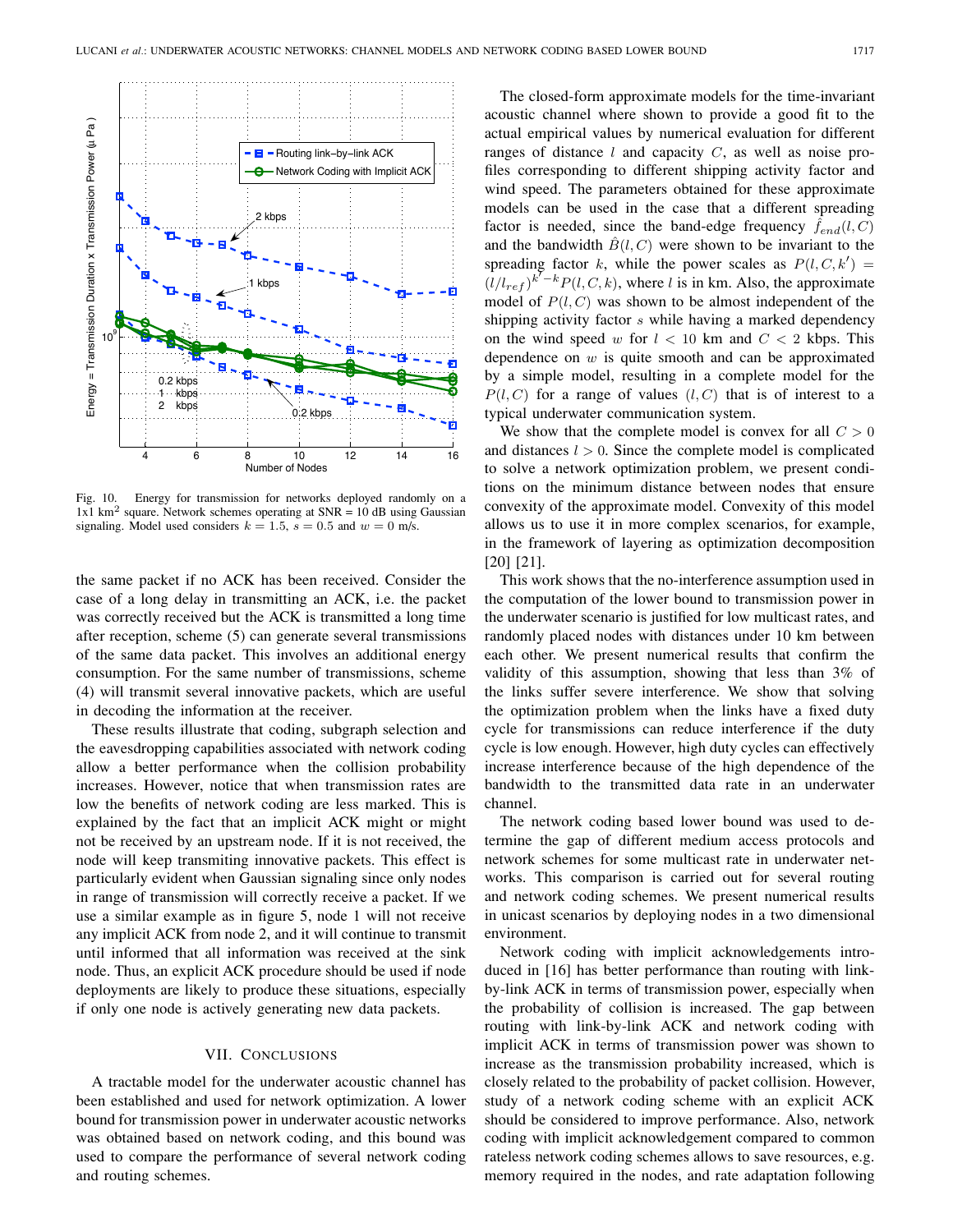Fig. 10. Energy for transmission for networks deployed randomly on a 1x1 km$^2$ square. Network schemes operating at SNR = 10 dB using Gaussian signaling. Model used considers $k = 1.5$, $s = 0.5$ and $w = 0$ m/s.

the same packet if no ACK has been received. Consider the case of a long delay in transmitting an ACK, i.e. the packet was correctly received but the ACK is transmitted a long time after reception, scheme (5) can generate several transmissions of the same data packet. This involves an additional energy consumption. For the same number of transmissions, scheme (4) will transmit several innovative packets, which are useful in decoding the information at the receiver.

These results illustrate that coding, subgraph selection and the eavesdropping capabilities associated with network coding allow a better performance when the collision probability increases. However, notice that when transmission rates are low the benefits of network coding are less marked. This is explained by the fact that an implicit ACK might or might not be received by an upstream node. If it is not received, the node will keep transmiting innovative packets. This effect is particularly evident when Gaussian signaling since only nodes in range of transmission will correctly receive a packet. If we use a similar example as in figure 5, node 1 will not receive any implicit ACK from node 2, and it will continue to transmit until informed that all information was received at the sink node. Thus, an explicit ACK procedure should be used if node deployments are likely to produce these situations, especially if only one node is actively generating new data packets.

## VII. Conclusions

A tractable model for the underwater acoustic channel has been established and used for network optimization. A lower bound for transmission power in underwater acoustic networks was obtained based on network coding, and this bound was used to compare the performance of several network coding and routing schemes.

The closed-form approximate models for the time-invariant acoustic channel where shown to provide a good fit to the actual empirical values by numerical evaluation for different ranges of distance $l$ and capacity $C$, as well as noise profiles corresponding to different shipping activity factor and wind speed. The parameters obtained for these approximate models can be used in the case that a different spreading factor is needed, since the band-edge frequency $\hat{f}_{end}(l, C)$ and the bandwidth $\hat{B}(l, C)$ were shown to be invariant to the spreading factor $k$, while the power scales as $P(l, C, k') = (l/l_{ref})^{k'-k}P(l, C, k)$, where $l$ is in km. Also, the approximate model of $P(l, C)$ was shown to be almost independent of the shipping activity factor $s$ while having a marked dependency on the wind speed $w$ for $l < 10$ km and $C < 2$ kbps. This dependence on $w$ is quite smooth and can be approximated by a simple model, resulting in a complete model for the $P(l, C)$ for a range of values $(l, C)$ that is of interest to a typical underwater communication system.

We show that the complete model is convex for all $C > 0$ and distances $l > 0$. Since the complete model is complicated to solve a network optimization problem, we present conditions on the minimum distance between nodes that ensure convexity of the approximate model. Convexity of this model allows us to use it in more complex scenarios, for example, in the framework of layering as optimization decomposition [20] [21].

This work shows that the no-interference assumption used in the computation of the lower bound to transmission power in the underwater scenario is justified for low multicast rates, and randomly placed nodes with distances under 10 km between each other. We present numerical results that confirm the validity of this assumption, showing that less than 3% of the links suffer severe interference. We show that solving the optimization problem when the links have a fixed duty cycle for transmissions can reduce interference if the duty cycle is low enough. However, high duty cycles can effectively increase interference because of the high dependence of the bandwidth to the transmitted data rate in an underwater channel.

The network coding based lower bound was used to determine the gap of different medium access protocols and network schemes for some multicast rate in underwater networks. This comparison is carried out for several routing and network coding schemes. We present numerical results in unicast scenarios by deploying nodes in a two dimensional environment.

Network coding with implicit acknowledgements introduced in [16] has better performance than routing with link-by-link ACK in terms of transmission power, especially when the probability of collision is increased. The gap between routing with link-by-link ACK and network coding with implicit ACK in terms of transmission power was shown to increase as the transmission probability increased, which is closely related to the probability of packet collision. However, study of a network coding scheme with an explicit ACK should be considered to improve performance. Also, network coding with implicit acknowledgement compared to common rateless network coding schemes allows to save resources, e.g. memory required in the nodes, and rate adaptation following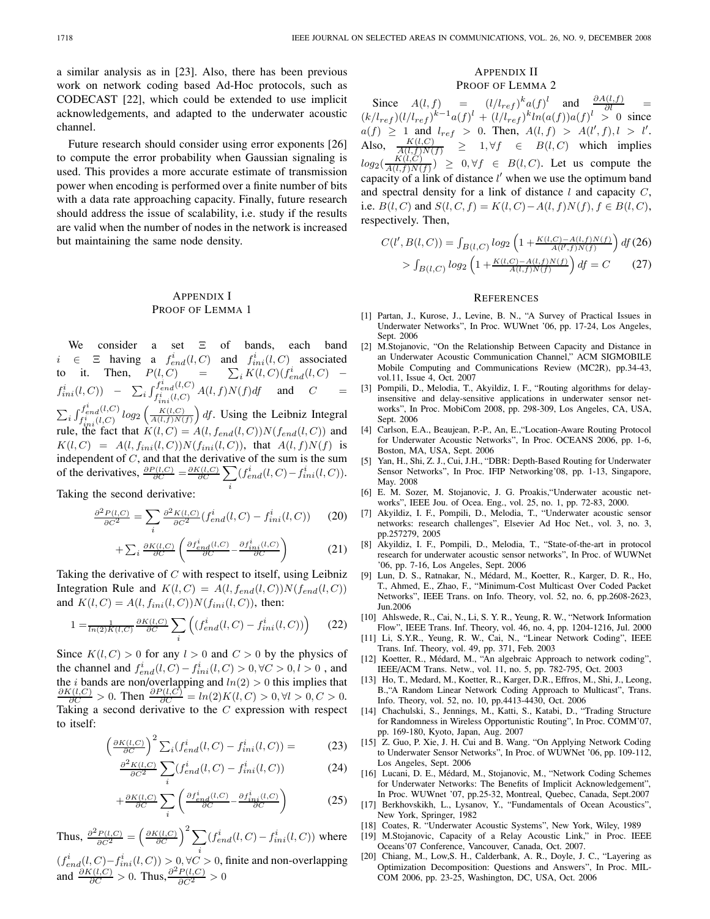a similar analysis as in [23]. Also, there has been previous work on network coding based Ad-Hoc protocols, such as CODECAST [22], which could be extended to use implicit acknowledgements, and adapted to the underwater acoustic channel.

Future research should consider using error exponents [26] to compute the error probability when Gaussian signaling is used. This provides a more accurate estimate of transmission power when encoding is performed over a finite number of bits with a data rate approaching capacity. Finally, future research should address the issue of scalability, i.e. study if the results are valid when the number of nodes in the network is increased but maintaining the same node density.

## Appendix I
## Proof of Lemma 1

We consider a set $\Xi$ of bands, each band $i \in \Xi$ having a $f^i_{end}(l,C)$ and $f^i_{ini}(l,C)$ associated to it. Then, $P(l,C) = \sum_i K(l,C)(f^i_{end}(l,C) - f^i_{ini}(l,C)) - \sum_i \int_{f^i_{ini}(l,C)}^{f^i_{end}(l,C)} A(l,f)N(f)df$ and $C = \sum_i \int_{f^i_{ini}(l,C)}^{f^i_{end}(l,C)} log_2\left(\frac{K(l,C)}{A(l,f)N(f)}\right) df$. Using the Leibniz Integral rule, the fact that $K(l,C) = A(l, f_{end}(l,C))N(f_{end}(l,C))$ and $K(l,C) = A(l, f_{ini}(l,C))N(f_{ini}(l,C))$, that $A(l,f)N(f)$ is independent of $C$, and that the derivative of the sum is the sum of the derivatives, $\frac{\partial P(l,C)}{\partial C} = \frac{\partial K(l,C)}{\partial C} \sum_i (f^i_{end}(l,C) - f^i_{ini}(l,C))$.

Taking the second derivative:

$$\frac{\partial^2 P(l,C)}{\partial C^2} = \sum_i \frac{\partial^2 K(l,C)}{\partial C^2}(f^i_{end}(l,C) - f^i_{ini}(l,C)) \tag{20}$$

$$+ \sum_i \frac{\partial K(l,C)}{\partial C}\left(\frac{\partial f^i_{end}(l,C)}{\partial C} - \frac{\partial f^i_{ini}(l,C)}{\partial C}\right) \tag{21}$$

Taking the derivative of $C$ with respect to itself, using Leibniz Integration Rule and $K(l,C) = A(l, f_{end}(l,C))N(f_{end}(l,C))$ and $K(l,C) = A(l, f_{ini}(l,C))N(f_{ini}(l,C))$, then:

$$1 = \frac{1}{ln(2)K(l,C)} \frac{\partial K(l,C)}{\partial C} \sum_i \left((f^i_{end}(l,C) - f^i_{ini}(l,C))\right) \tag{22}$$

Since $K(l,C) > 0$ for any $l > 0$ and $C > 0$ by the physics of the channel and $f^i_{end}(l,C) - f^i_{ini}(l,C) > 0, \forall C > 0, l > 0$ , and the $i$ bands are non/overlapping and $ln(2) > 0$ this implies that $\frac{\partial K(l,C)}{\partial C} > 0$. Then $\frac{\partial P(l,C)}{\partial C} = ln(2)K(l,C) > 0, \forall l > 0, C > 0$. Taking a second derivative to the $C$ expression with respect to itself:

$$\left(\frac{\partial K(l,C)}{\partial C}\right)^2 \sum_i (f^i_{end}(l,C) - f^i_{ini}(l,C)) = \tag{23}$$

$$\frac{\partial^2 K(l,C)}{\partial C^2} \sum_i (f^i_{end}(l,C) - f^i_{ini}(l,C)) \tag{24}$$

$$+ \frac{\partial K(l,C)}{\partial C} \sum_i \left(\frac{\partial f^i_{end}(l,C)}{\partial C} - \frac{\partial f^i_{ini}(l,C)}{\partial C}\right) \tag{25}$$

Thus, $\frac{\partial^2 P(l,C)}{\partial C^2} = \left(\frac{\partial K(l,C)}{\partial C}\right)^2 \sum_i (f^i_{end}(l,C) - f^i_{ini}(l,C))$ where $(f^i_{end}(l,C) - f^i_{ini}(l,C)) > 0, \forall C > 0$, finite and non-overlapping and $\frac{\partial K(l,C)}{\partial C} > 0$. Thus, $\frac{\partial^2 P(l,C)}{\partial C^2} > 0$

## Appendix II
## Proof of Lemma 2

Since $A(l,f) = (l/l_{ref})^k a(f)^l$ and $\frac{\partial A(l,f)}{\partial l} = (k/l_{ref})(l/l_{ref})^{k-1} a(f)^l + (l/l_{ref})^k ln(a(f)) a(f)^l > 0$ since $a(f) \geq 1$ and $l_{ref} > 0$. Then, $A(l,f) > A(l',f), l > l'$. Also, $\frac{K(l,C)}{A(l,f)N(f)} \geq 1, \forall f \in B(l,C)$ which implies $log_2(\frac{K(l,C)}{A(l,f)N(f)}) \geq 0, \forall f \in B(l,C)$. Let us compute the capacity of a link of distance $l'$ when we use the optimum band and spectral density for a link of distance $l$ and capacity $C$, i.e. $B(l,C)$ and $S(l,C,f) = K(l,C) - A(l,f)N(f), f \in B(l,C)$, respectively. Then,

$$C(l', B(l,C)) = \int_{B(l,C)} log_2\left(1 + \frac{K(l,C) - A(l,f)N(f)}{A(l',f)N(f)}\right) df \tag{26}$$

$$> \int_{B(l,C)} log_2\left(1 + \frac{K(l,C) - A(l,f)N(f)}{A(l,f)N(f)}\right) df = C \tag{27}$$

## References

[1] Partan, J., Kurose, J., Levine, B. N., "A Survey of Practical Issues in Underwater Networks", In Proc. WUWnet '06, pp. 17-24, Los Angeles, Sept. 2006

[2] M.Stojanovic, "On the Relationship Between Capacity and Distance in an Underwater Acoustic Communication Channel," ACM SIGMOBILE Mobile Computing and Communications Review (MC2R), pp.34-43, vol.11, Issue 4, Oct. 2007

[3] Pompili, D., Melodia, T., Akyildiz, I. F., "Routing algorithms for delay-insensitive and delay-sensitive applications in underwater sensor networks", In Proc. MobiCom 2008, pp. 298-309, Los Angeles, CA, USA, Sept. 2006

[4] Carlson, E.A., Beaujean, P.-P., An, E.,"Location-Aware Routing Protocol for Underwater Acoustic Networks", In Proc. OCEANS 2006, pp. 1-6, Boston, MA, USA, Sept. 2006

[5] Yan, H., Shi, Z. J., Cui, J.H., "DBR: Depth-Based Routing for Underwater Sensor Networks", In Proc. IFIP Networking'08, pp. 1-13, Singapore, May. 2008

[6] E. M. Sozer, M. Stojanovic, J. G. Proakis,"Underwater acoustic networks", IEEE Jou. of Ocea. Eng., vol. 25, no. 1, pp. 72-83, 2000.

[7] Akyildiz, I. F., Pompili, D., Melodia, T., "Underwater acoustic sensor networks: research challenges", Elsevier Ad Hoc Net., vol. 3, no. 3, pp.257279, 2005

[8] Akyildiz, I. F., Pompili, D., Melodia, T., "State-of-the-art in protocol research for underwater acoustic sensor networks", In Proc. of WUWNet '06, pp. 7-16, Los Angeles, Sept. 2006

[9] Lun, D. S., Ratnakar, N., Médard, M., Koetter, R., Karger, D. R., Ho, T., Ahmed, E., Zhao, F., "Minimum-Cost Multicast Over Coded Packet Networks", IEEE Trans. on Info. Theory, vol. 52, no. 6, pp.2608-2623, Jun.2006

[10] Ahlswede, R., Cai, N., Li, S. Y. R., Yeung, R. W., "Network Information Flow", IEEE Trans. Inf. Theory, vol. 46, no. 4, pp. 1204-1216, Jul. 2000

[11] Li, S.Y.R., Yeung, R. W., Cai, N., "Linear Network Coding", IEEE Trans. Inf. Theory, vol. 49, pp. 371, Feb. 2003

[12] Koetter, R., Médard, M., "An algebraic Approach to network coding", IEEE/ACM Trans. Netw., vol. 11, no. 5, pp. 782-795, Oct. 2003

[13] Ho, T., Medard, M., Koetter, R., Karger, D.R., Effros, M., Shi, J., Leong, B.,"A Random Linear Network Coding Approach to Multicast", Trans. Info. Theory, vol. 52, no. 10, pp.4413-4430, Oct. 2006

[14] Chachulski, S., Jennings, M., Katti, S., Katabi, D., "Trading Structure for Randomness in Wireless Opportunistic Routing", In Proc. COMM'07, pp. 169-180, Kyoto, Japan, Aug. 2007

[15] Z. Guo, P. Xie, J. H. Cui and B. Wang. "On Applying Network Coding to Underwater Sensor Networks", In Proc. of WUWNet '06, pp. 109-112, Los Angeles, Sept. 2006

[16] Lucani, D. E., Médard, M., Stojanovic, M., "Network Coding Schemes for Underwater Networks: The Benefits of Implicit Acknowledgement", In Proc. WUWnet '07, pp.25-32, Montreal, Quebec, Canada, Sept.2007

[17] Berkhovskikh, L., Lysanov, Y., "Fundamentals of Ocean Acoustics", New York, Springer, 1982

[18] Coates, R. "Underwater Acoustic Systems", New York, Wiley, 1989

[19] M.Stojanovic, "Capacity of a Relay Acoustic Link," in Proc. IEEE Oceans'07 Conference, Vancouver, Canada, Oct. 2007.

[20] Chiang, M., Low,S. H., Calderbank, A. R., Doyle, J. C., "Layering as Optimization Decomposition: Questions and Answers", In Proc. MILCOM 2006, pp. 23-25, Washington, DC, USA, Oct. 2006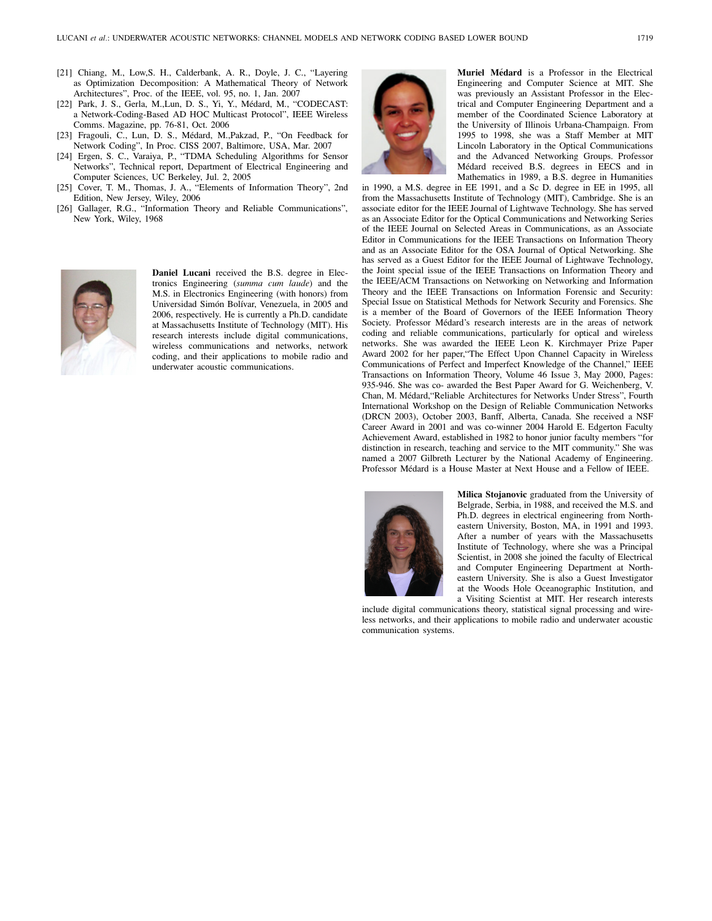[21] Chiang, M., Low,S. H., Calderbank, A. R., Doyle, J. C., "Layering as Optimization Decomposition: A Mathematical Theory of Network Architectures", Proc. of the IEEE, vol. 95, no. 1, Jan. 2007

[22] Park, J. S., Gerla, M.,Lun, D. S., Yi, Y., Médard, M., "CODECAST: a Network-Coding-Based AD HOC Multicast Protocol", IEEE Wireless Comms. Magazine, pp. 76-81, Oct. 2006

[23] Fragouli, C., Lun, D. S., Médard, M.,Pakzad, P., "On Feedback for Network Coding", In Proc. CISS 2007, Baltimore, USA, Mar. 2007

[24] Ergen, S. C., Varaiya, P., "TDMA Scheduling Algorithms for Sensor Networks", Technical report, Department of Electrical Engineering and Computer Sciences, UC Berkeley, Jul. 2, 2005

[25] Cover, T. M., Thomas, J. A., "Elements of Information Theory", 2nd Edition, New Jersey, Wiley, 2006

[26] Gallager, R.G., "Information Theory and Reliable Communications", New York, Wiley, 1968

**Daniel Lucani** received the B.S. degree in Electronics Engineering (*summa cum laude*) and the M.S. in Electronics Engineering (with honors) from Universidad Simón Bolívar, Venezuela, in 2005 and 2006, respectively. He is currently a Ph.D. candidate at Massachusetts Institute of Technology (MIT). His research interests include digital communications, wireless communications and networks, network coding, and their applications to mobile radio and underwater acoustic communications.

**Muriel Médard** is a Professor in the Electrical Engineering and Computer Science at MIT. She was previously an Assistant Professor in the Electrical and Computer Engineering Department and a member of the Coordinated Science Laboratory at the University of Illinois Urbana-Champaign. From 1995 to 1998, she was a Staff Member at MIT Lincoln Laboratory in the Optical Communications and the Advanced Networking Groups. Professor Médard received B.S. degrees in EECS and in Mathematics in 1989, a B.S. degree in Humanities in 1990, a M.S. degree in EE 1991, and a Sc D. degree in EE in 1995, all from the Massachusetts Institute of Technology (MIT), Cambridge. She is an associate editor for the IEEE Journal of Lightwave Technology. She has served as an Associate Editor for the Optical Communications and Networking Series of the IEEE Journal on Selected Areas in Communications, as an Associate Editor in Communications for the IEEE Transactions on Information Theory and as an Associate Editor for the OSA Journal of Optical Networking. She has served as a Guest Editor for the IEEE Journal of Lightwave Technology, the Joint special issue of the IEEE Transactions on Information Theory and the IEEE/ACM Transactions on Networking on Networking and Information Theory and the IEEE Transactions on Information Forensic and Security: Special Issue on Statistical Methods for Network Security and Forensics. She is a member of the Board of Governors of the IEEE Information Theory Society. Professor Médard's research interests are in the areas of network coding and reliable communications, particularly for optical and wireless networks. She was awarded the IEEE Leon K. Kirchmayer Prize Paper Award 2002 for her paper,"The Effect Upon Channel Capacity in Wireless Communications of Perfect and Imperfect Knowledge of the Channel," IEEE Transactions on Information Theory, Volume 46 Issue 3, May 2000, Pages: 935-946. She was co- awarded the Best Paper Award for G. Weichenberg, V. Chan, M. Médard,"Reliable Architectures for Networks Under Stress", Fourth International Workshop on the Design of Reliable Communication Networks (DRCN 2003), October 2003, Banff, Alberta, Canada. She received a NSF Career Award in 2001 and was co-winner 2004 Harold E. Edgerton Faculty Achievement Award, established in 1982 to honor junior faculty members "for distinction in research, teaching and service to the MIT community." She was named a 2007 Gilbreth Lecturer by the National Academy of Engineering. Professor Médard is a House Master at Next House and a Fellow of IEEE.

**Milica Stojanovic** graduated from the University of Belgrade, Serbia, in 1988, and received the M.S. and Ph.D. degrees in electrical engineering from Northeastern University, Boston, MA, in 1991 and 1993. After a number of years with the Massachusetts Institute of Technology, where she was a Principal Scientist, in 2008 she joined the faculty of Electrical and Computer Engineering Department at Northeastern University. She is also a Guest Investigator at the Woods Hole Oceanographic Institution, and a Visiting Scientist at MIT. Her research interests include digital communications theory, statistical signal processing and wireless networks, and their applications to mobile radio and underwater acoustic communication systems.